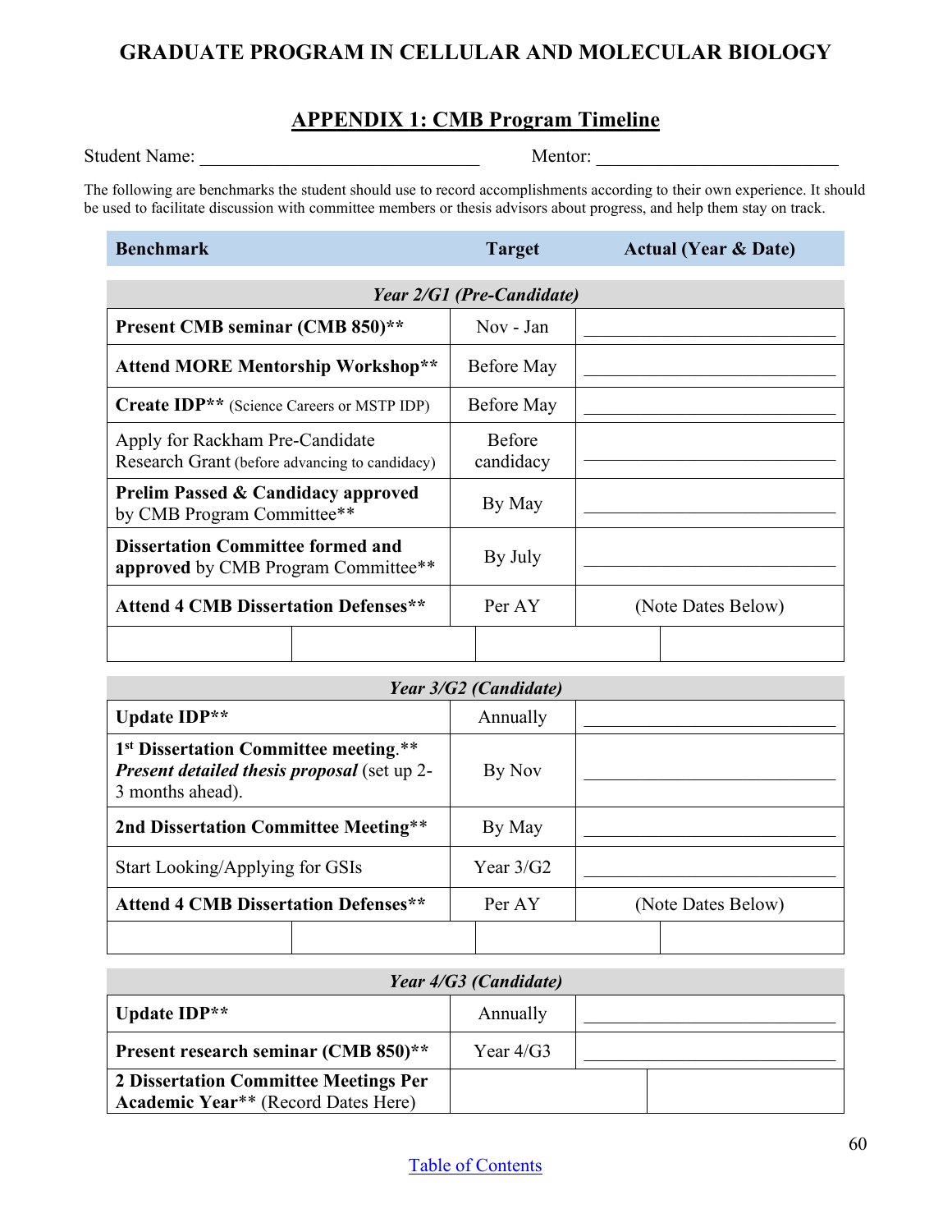## GRADUATE PROGRAM IN CELLULAR AND MOLECULAR BIOLOGY

## APPENDIX 1: CMB Program Timeline

Student Name: ______________________________ Mentor: __________________________

The following are benchmarks the student should use to record accomplishments according to their own experience. It should be used to facilitate discussion with committee members or thesis advisors about progress, and help them stay on track.

| Benchmark | Target | Actual (Year & Date) |
|---|---|---|
| ***Year 2/G1 (Pre-Candidate)*** | | |
| **Present CMB seminar (CMB 850)**** | Nov - Jan | ______________________ |
| **Attend MORE Mentorship Workshop**** | Before May | ______________________ |
| **Create IDP**** (Science Careers or MSTP IDP) | Before May | ______________________ |
| Apply for Rackham Pre-Candidate Research Grant (before advancing to candidacy) | Before candidacy | ______________________ |
| **Prelim Passed & Candidacy approved** by CMB Program Committee** | By May | ______________________ |
| **Dissertation Committee formed and approved** by CMB Program Committee** | By July | ______________________ |
| **Attend 4 CMB Dissertation Defenses**** | Per AY | (Note Dates Below) |
| | | |
| ***Year 3/G2 (Candidate)*** | | |
| **Update IDP**** | Annually | ______________________ |
| **1st Dissertation Committee meeting**.** ***Present detailed thesis proposal*** (set up 2-3 months ahead). | By Nov | ______________________ |
| **2nd Dissertation Committee Meeting**** | By May | ______________________ |
| Start Looking/Applying for GSIs | Year 3/G2 | ______________________ |
| **Attend 4 CMB Dissertation Defenses**** | Per AY | (Note Dates Below) |
| | | |
| ***Year 4/G3 (Candidate)*** | | |
| **Update IDP**** | Annually | ______________________ |
| **Present research seminar (CMB 850)**** | Year 4/G3 | ______________________ |
| **2 Dissertation Committee Meetings Per Academic Year**** (Record Dates Here) | | |

[Table of Contents](#)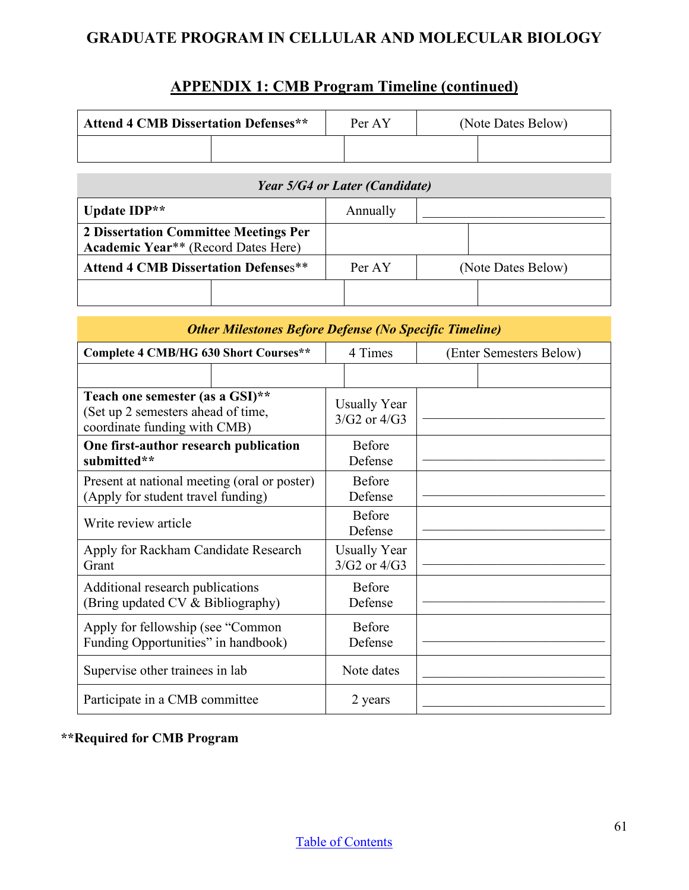# GRADUATE PROGRAM IN CELLULAR AND MOLECULAR BIOLOGY

## APPENDIX 1: CMB Program Timeline (continued)

| | | | |
|---|---|---|---|
| **Attend 4 CMB Dissertation Defenses**** | | Per AY | (Note Dates Below) |
| | | | |

| | | |
|---|---|---|
| ***Year 5/G4 or Later (Candidate)*** | | |
| **Update IDP**** | Annually | ________________ |
| **2 Dissertation Committee Meetings Per Academic Year**** (Record Dates Here) | | |
| **Attend 4 CMB Dissertation Defenses**** | Per AY | (Note Dates Below) |
| | | |

| | | |
|---|---|---|
| ***Other Milestones Before Defense (No Specific Timeline)*** | | |
| **Complete 4 CMB/HG 630 Short Courses**** | 4 Times | (Enter Semesters Below) |
| | | |
| **Teach one semester (as a GSI)**** (Set up 2 semesters ahead of time, coordinate funding with CMB) | Usually Year 3/G2 or 4/G3 | ________________ |
| **One first-author research publication submitted**** | Before Defense | ________________ |
| Present at national meeting (oral or poster) (Apply for student travel funding) | Before Defense | ________________ |
| Write review article | Before Defense | ________________ |
| Apply for Rackham Candidate Research Grant | Usually Year 3/G2 or 4/G3 | ________________ |
| Additional research publications (Bring updated CV & Bibliography) | Before Defense | ________________ |
| Apply for fellowship (see "Common Funding Opportunities" in handbook) | Before Defense | ________________ |
| Supervise other trainees in lab | Note dates | ________________ |
| Participate in a CMB committee | 2 years | ________________ |

****Required for CMB Program**

Table of Contents